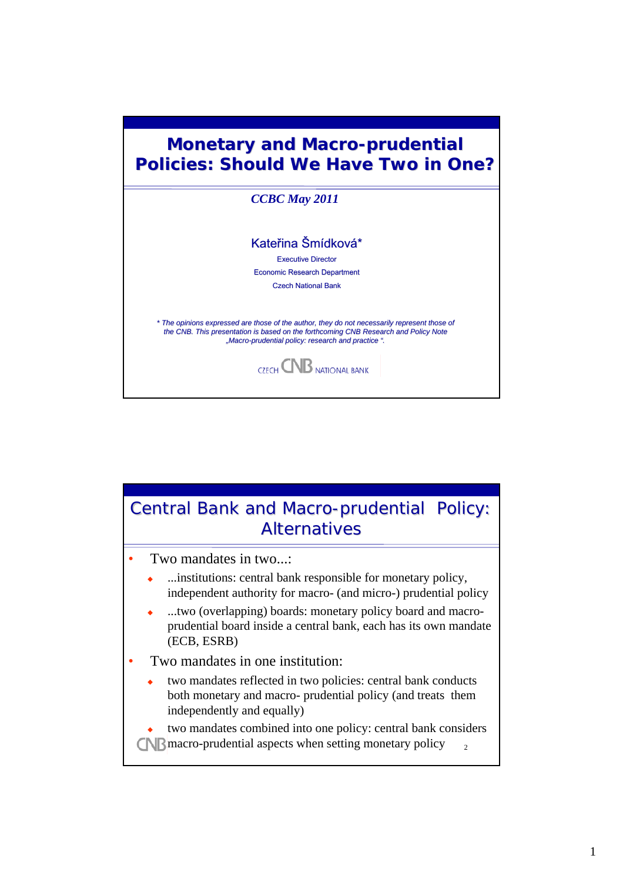# Monetary and Macro-prudential Policies: Should We Have Two in One?

*CCBC May 2011*

Kateřina Šmídková*

Executive Director

Economic Research Department

Czech National Bank

*\* The opinions expressed are those of the author, they do not necessarily represent those of the CNB. This presentation is based on the forthcoming CNB Research and Policy Note „Macro-prudential policy: research and practice ".*

CZECH CNB NATIONAL BANK

## Central Bank and Macro-prudential Policy: Alternatives

- Two mandates in two...:
  - ...institutions: central bank responsible for monetary policy, independent authority for macro- (and micro-) prudential policy
  - ...two (overlapping) boards: monetary policy board and macro-prudential board inside a central bank, each has its own mandate (ECB, ESRB)
- Two mandates in one institution:
  - two mandates reflected in two policies: central bank conducts both monetary and macro- prudential policy (and treats them independently and equally)
  - two mandates combined into one policy: central bank considers macro-prudential aspects when setting monetary policy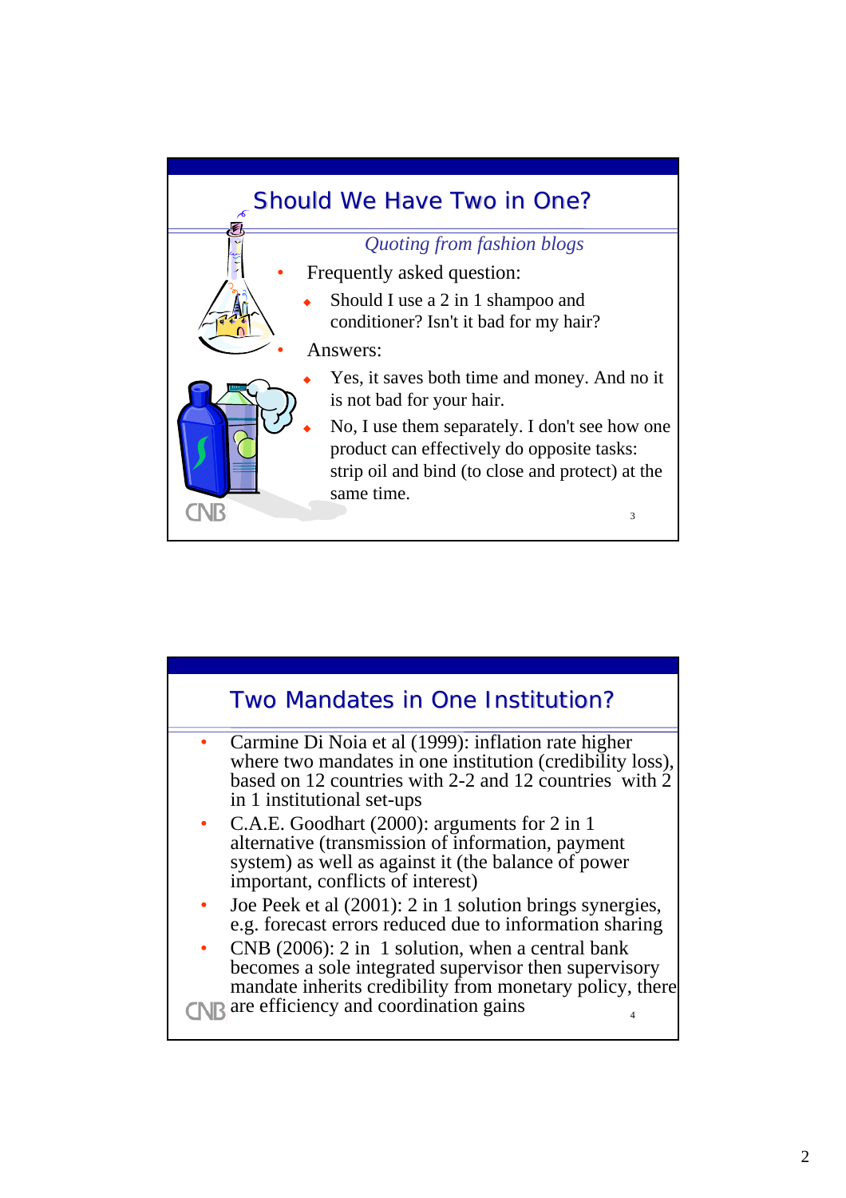## Should We Have Two in One?

*Quoting from fashion blogs*

- Frequently asked question:
  - Should I use a 2 in 1 shampoo and conditioner? Isn't it bad for my hair?
- Answers:
  - Yes, it saves both time and money. And no it is not bad for your hair.
  - No, I use them separately. I don't see how one product can effectively do opposite tasks: strip oil and bind (to close and protect) at the same time.

## Two Mandates in One Institution?

- Carmine Di Noia et al (1999): inflation rate higher where two mandates in one institution (credibility loss), based on 12 countries with 2-2 and 12 countries with 2 in 1 institutional set-ups
- C.A.E. Goodhart (2000): arguments for 2 in 1 alternative (transmission of information, payment system) as well as against it (the balance of power important, conflicts of interest)
- Joe Peek et al (2001): 2 in 1 solution brings synergies, e.g. forecast errors reduced due to information sharing
- CNB (2006): 2 in 1 solution, when a central bank becomes a sole integrated supervisor then supervisory mandate inherits credibility from monetary policy, there are efficiency and coordination gains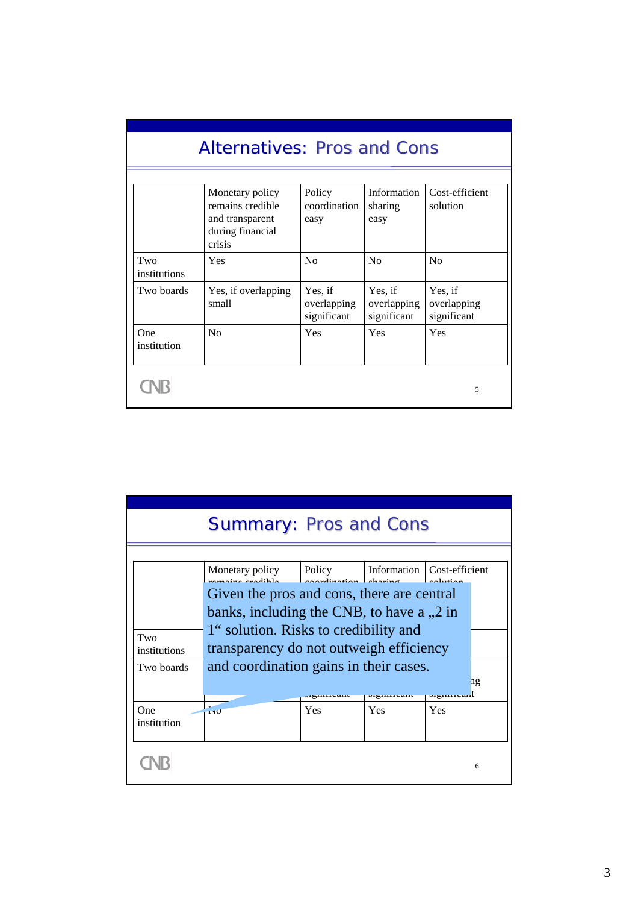## Alternatives: Pros and Cons

| | Monetary policy remains credible and transparent during financial crisis | Policy coordination easy | Information sharing easy | Cost-efficient solution |
|---|---|---|---|---|
| Two institutions | Yes | No | No | No |
| Two boards | Yes, if overlapping small | Yes, if overlapping significant | Yes, if overlapping significant | Yes, if overlapping significant |
| One institution | No | Yes | Yes | Yes |

## Summary: Pros and Cons

| | Monetary policy remains credible | Policy coordination | Information sharing | Cost-efficient solution |
|---|---|---|---|---|
| Two institutions | | | | |
| Two boards | | significant | significant | ...ng significant |
| One institution | No | Yes | Yes | Yes |

Given the pros and cons, there are central banks, including the CNB, to have a „2 in 1“ solution. Risks to credibility and transparency do not outweigh efficiency and coordination gains in their cases.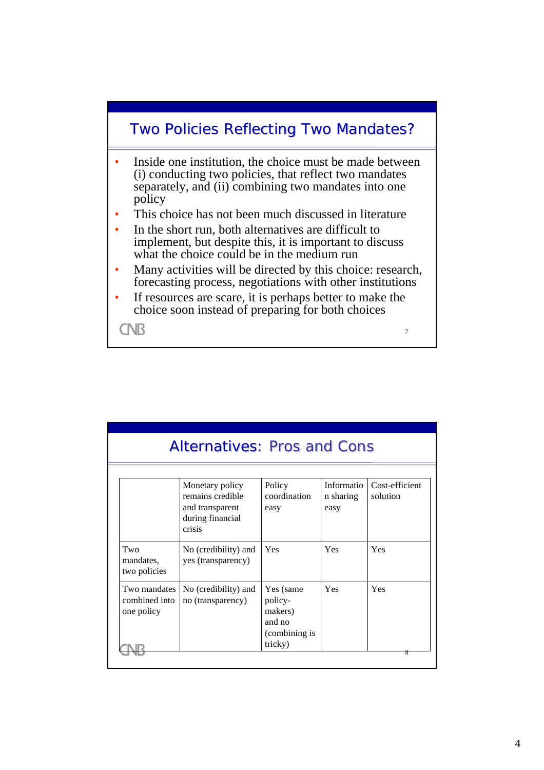## Two Policies Reflecting Two Mandates?

- Inside one institution, the choice must be made between (i) conducting two policies, that reflect two mandates separately, and (ii) combining two mandates into one policy
- This choice has not been much discussed in literature
- In the short run, both alternatives are difficult to implement, but despite this, it is important to discuss what the choice could be in the medium run
- Many activities will be directed by this choice: research, forecasting process, negotiations with other institutions
- If resources are scare, it is perhaps better to make the choice soon instead of preparing for both choices

## Alternatives: Pros and Cons

| | Monetary policy remains credible and transparent during financial crisis | Policy coordination easy | Information sharing easy | Cost-efficient solution |
|---|---|---|---|---|
| Two mandates, two policies | No (credibility) and yes (transparency) | Yes | Yes | Yes |
| Two mandates combined into one policy | No (credibility) and no (transparency) | Yes (same policy-makers) and no (combining is tricky) | Yes | Yes |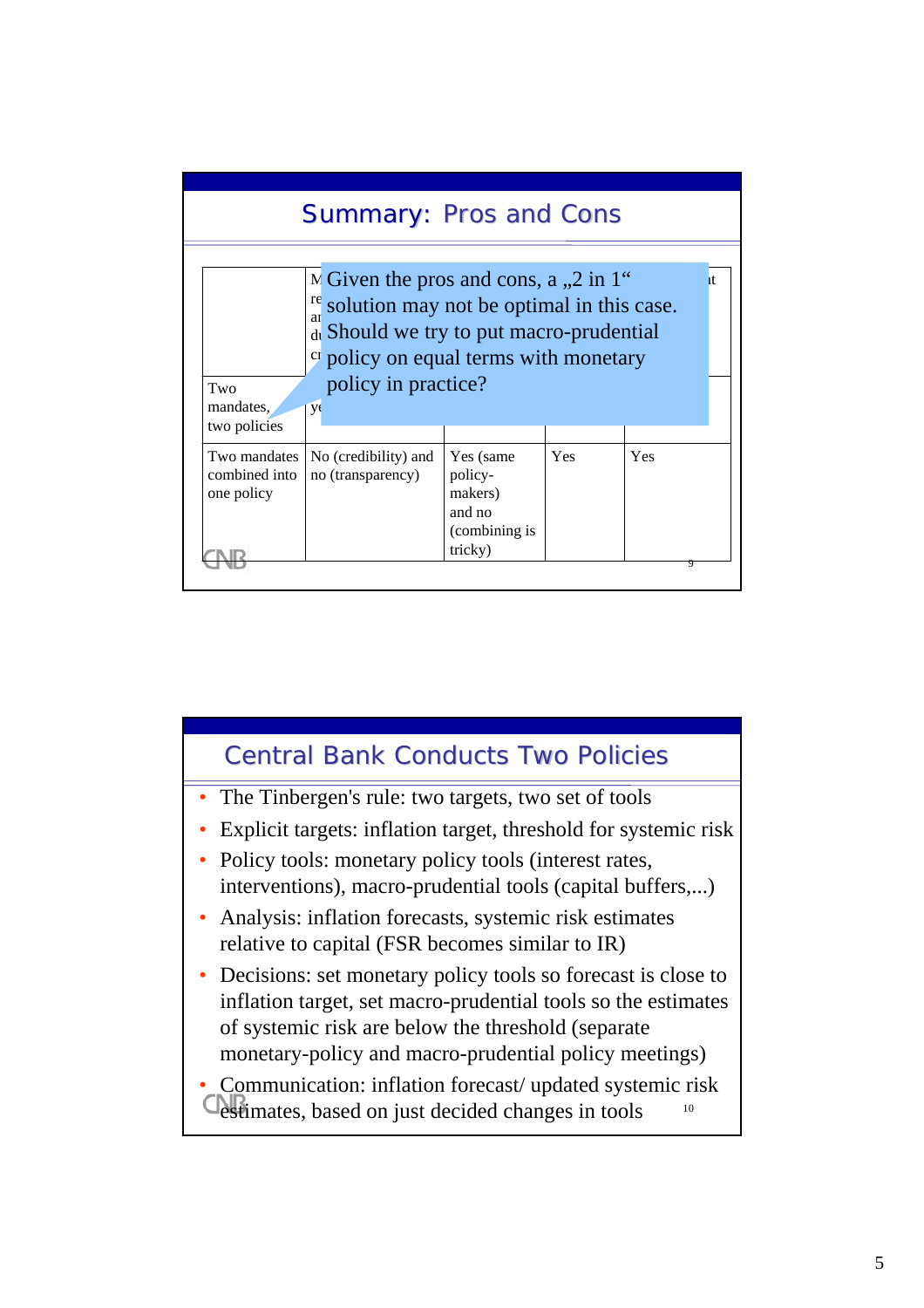## Summary: Pros and Cons

| | M re ar dı cı | | | | ıt |
|---|---|---|---|---|---|
| Two mandates, two policies | ye | | | | |
| Two mandates combined into one policy | No (credibility) and no (transparency) | Yes (same policy-makers) and no (combining is tricky) | Yes | Yes | |

Given the pros and cons, a „2 in 1“ solution may not be optimal in this case. Should we try to put macro-prudential policy on equal terms with monetary policy in practice?

## Central Bank Conducts Two Policies

- The Tinbergen's rule: two targets, two set of tools
- Explicit targets: inflation target, threshold for systemic risk
- Policy tools: monetary policy tools (interest rates, interventions), macro-prudential tools (capital buffers,...)
- Analysis: inflation forecasts, systemic risk estimates relative to capital (FSR becomes similar to IR)
- Decisions: set monetary policy tools so forecast is close to inflation target, set macro-prudential tools so the estimates of systemic risk are below the threshold (separate monetary-policy and macro-prudential policy meetings)
- Communication: inflation forecast/ updated systemic risk estimates, based on just decided changes in tools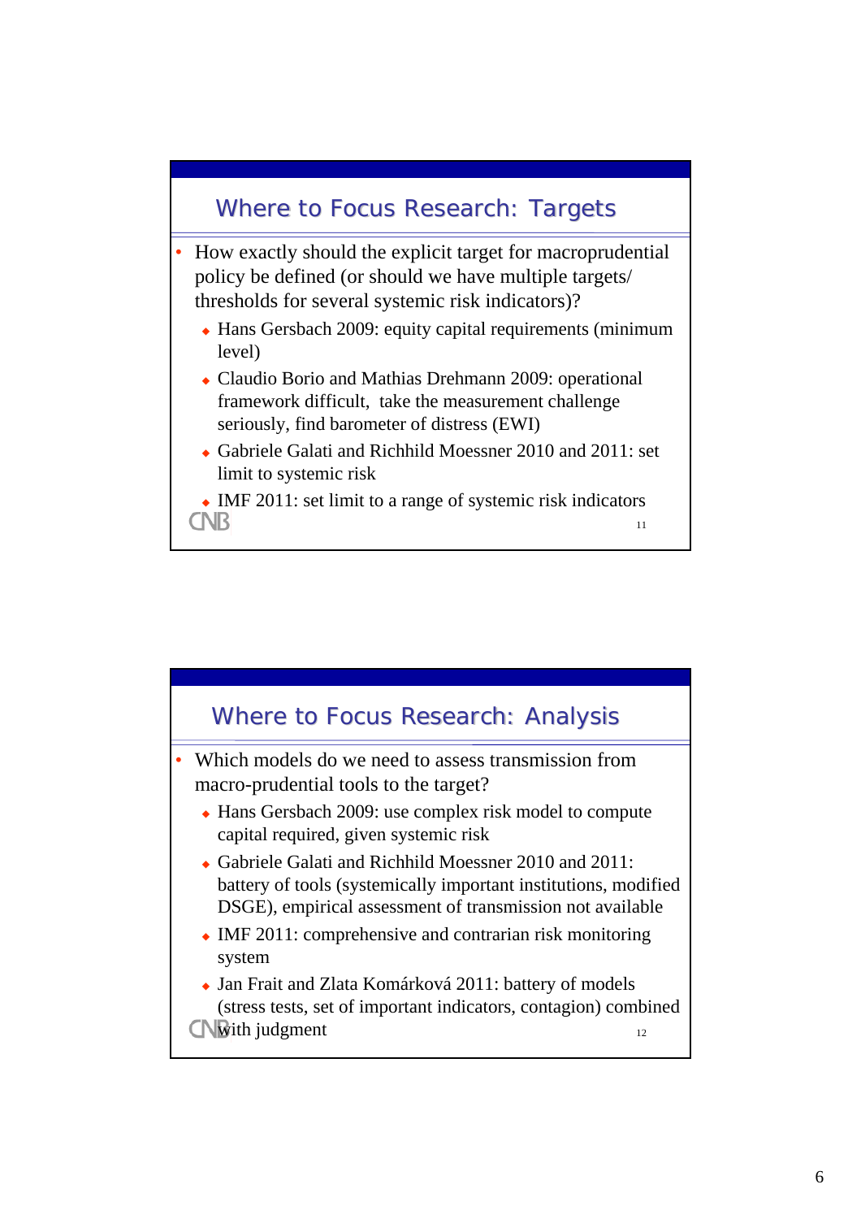## Where to Focus Research: Targets

- How exactly should the explicit target for macroprudential policy be defined (or should we have multiple targets/ thresholds for several systemic risk indicators)?
  - Hans Gersbach 2009: equity capital requirements (minimum level)
  - Claudio Borio and Mathias Drehmann 2009: operational framework difficult, take the measurement challenge seriously, find barometer of distress (EWI)
  - Gabriele Galati and Richhild Moessner 2010 and 2011: set limit to systemic risk
  - IMF 2011: set limit to a range of systemic risk indicators

## Where to Focus Research: Analysis

- Which models do we need to assess transmission from macro-prudential tools to the target?
  - Hans Gersbach 2009: use complex risk model to compute capital required, given systemic risk
  - Gabriele Galati and Richhild Moessner 2010 and 2011: battery of tools (systemically important institutions, modified DSGE), empirical assessment of transmission not available
  - IMF 2011: comprehensive and contrarian risk monitoring system
  - Jan Frait and Zlata Komárková 2011: battery of models (stress tests, set of important indicators, contagion) combined with judgment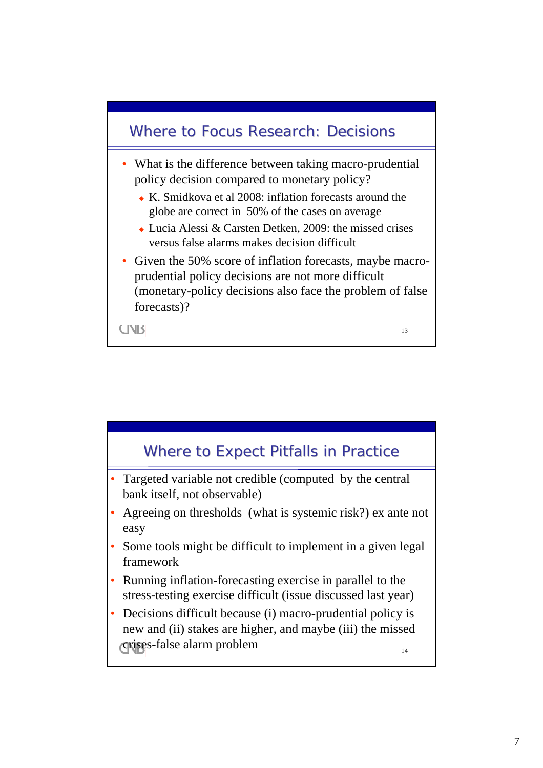## Where to Focus Research: Decisions

- What is the difference between taking macro-prudential policy decision compared to monetary policy?
  - K. Smidkova et al 2008: inflation forecasts around the globe are correct in 50% of the cases on average
  - Lucia Alessi & Carsten Detken, 2009: the missed crises versus false alarms makes decision difficult
- Given the 50% score of inflation forecasts, maybe macro-prudential policy decisions are not more difficult (monetary-policy decisions also face the problem of false forecasts)?

## Where to Expect Pitfalls in Practice

- Targeted variable not credible (computed by the central bank itself, not observable)
- Agreeing on thresholds (what is systemic risk?) ex ante not easy
- Some tools might be difficult to implement in a given legal framework
- Running inflation-forecasting exercise in parallel to the stress-testing exercise difficult (issue discussed last year)
- Decisions difficult because (i) macro-prudential policy is new and (ii) stakes are higher, and maybe (iii) the missed crises-false alarm problem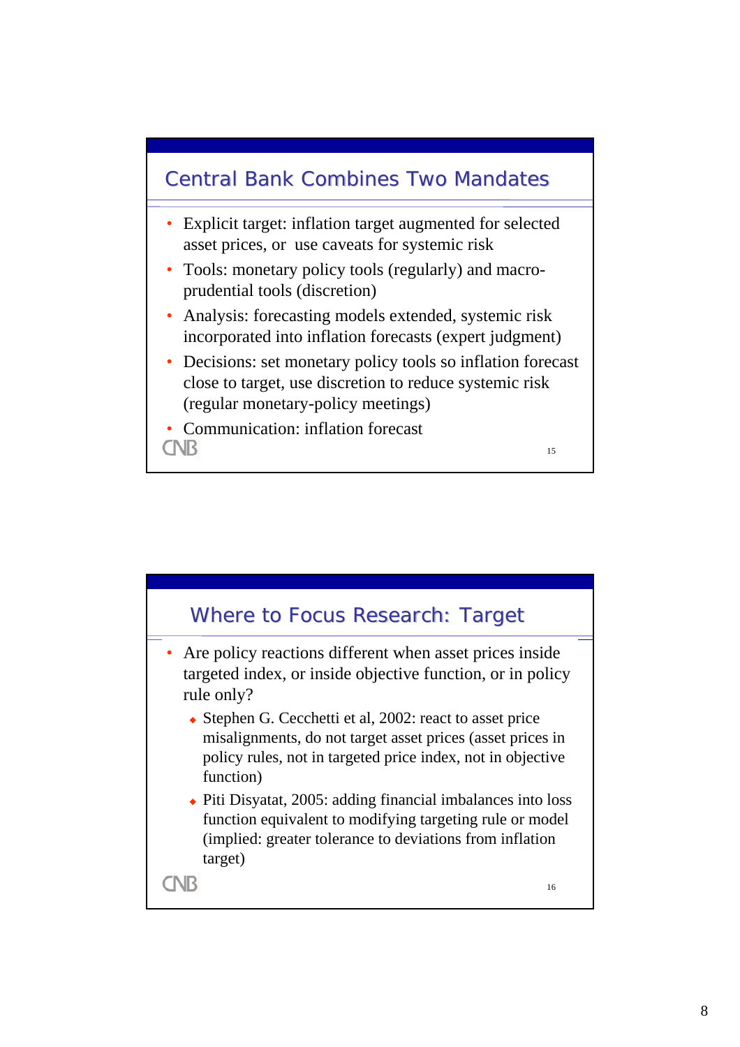## Central Bank Combines Two Mandates

- Explicit target: inflation target augmented for selected asset prices, or use caveats for systemic risk
- Tools: monetary policy tools (regularly) and macro-prudential tools (discretion)
- Analysis: forecasting models extended, systemic risk incorporated into inflation forecasts (expert judgment)
- Decisions: set monetary policy tools so inflation forecast close to target, use discretion to reduce systemic risk (regular monetary-policy meetings)
- Communication: inflation forecast

CNB

## Where to Focus Research: Target

- Are policy reactions different when asset prices inside targeted index, or inside objective function, or in policy rule only?
  - Stephen G. Cecchetti et al, 2002: react to asset price misalignments, do not target asset prices (asset prices in policy rules, not in targeted price index, not in objective function)
  - Piti Disyatat, 2005: adding financial imbalances into loss function equivalent to modifying targeting rule or model (implied: greater tolerance to deviations from inflation target)

CNB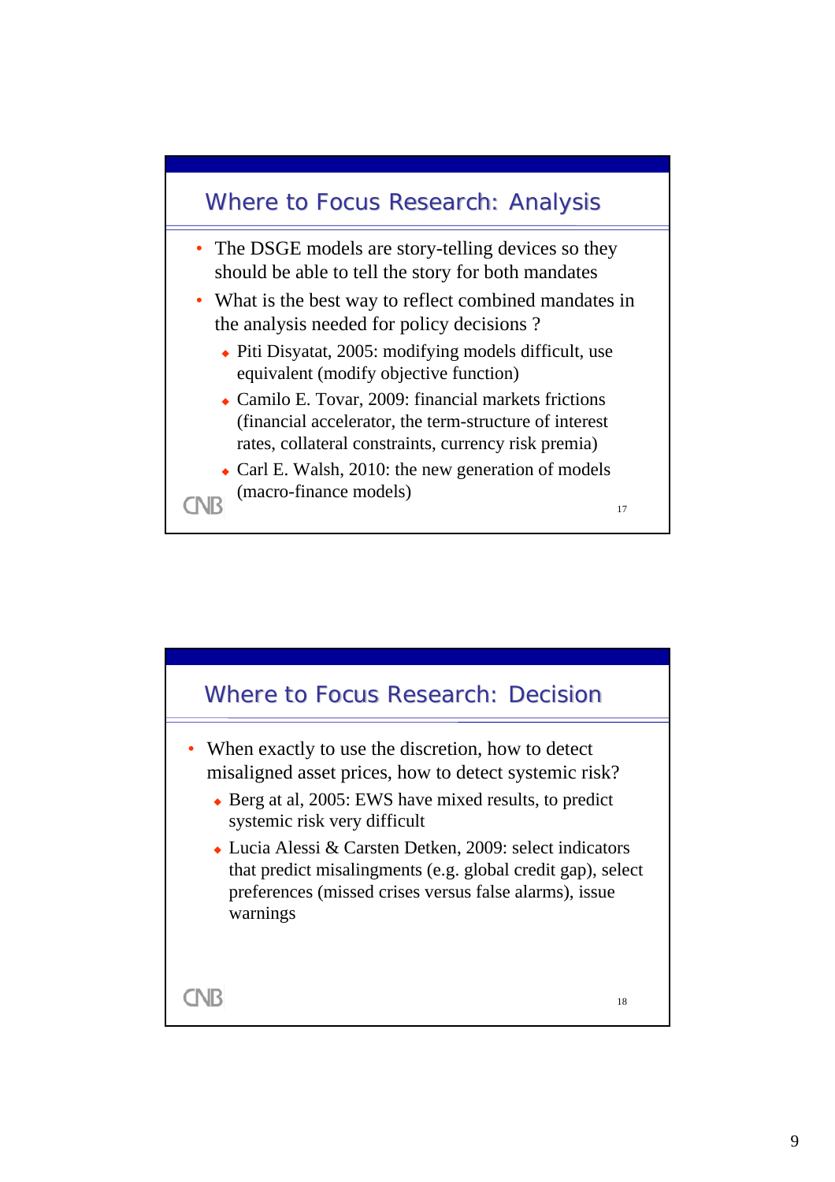## Where to Focus Research: Analysis

- The DSGE models are story-telling devices so they should be able to tell the story for both mandates
- What is the best way to reflect combined mandates in the analysis needed for policy decisions ?
  - Piti Disyatat, 2005: modifying models difficult, use equivalent (modify objective function)
  - Camilo E. Tovar, 2009: financial markets frictions (financial accelerator, the term-structure of interest rates, collateral constraints, currency risk premia)
  - Carl E. Walsh, 2010: the new generation of models (macro-finance models)

## Where to Focus Research: Decision

- When exactly to use the discretion, how to detect misaligned asset prices, how to detect systemic risk?
  - Berg at al, 2005: EWS have mixed results, to predict systemic risk very difficult
  - Lucia Alessi & Carsten Detken, 2009: select indicators that predict misalingments (e.g. global credit gap), select preferences (missed crises versus false alarms), issue warnings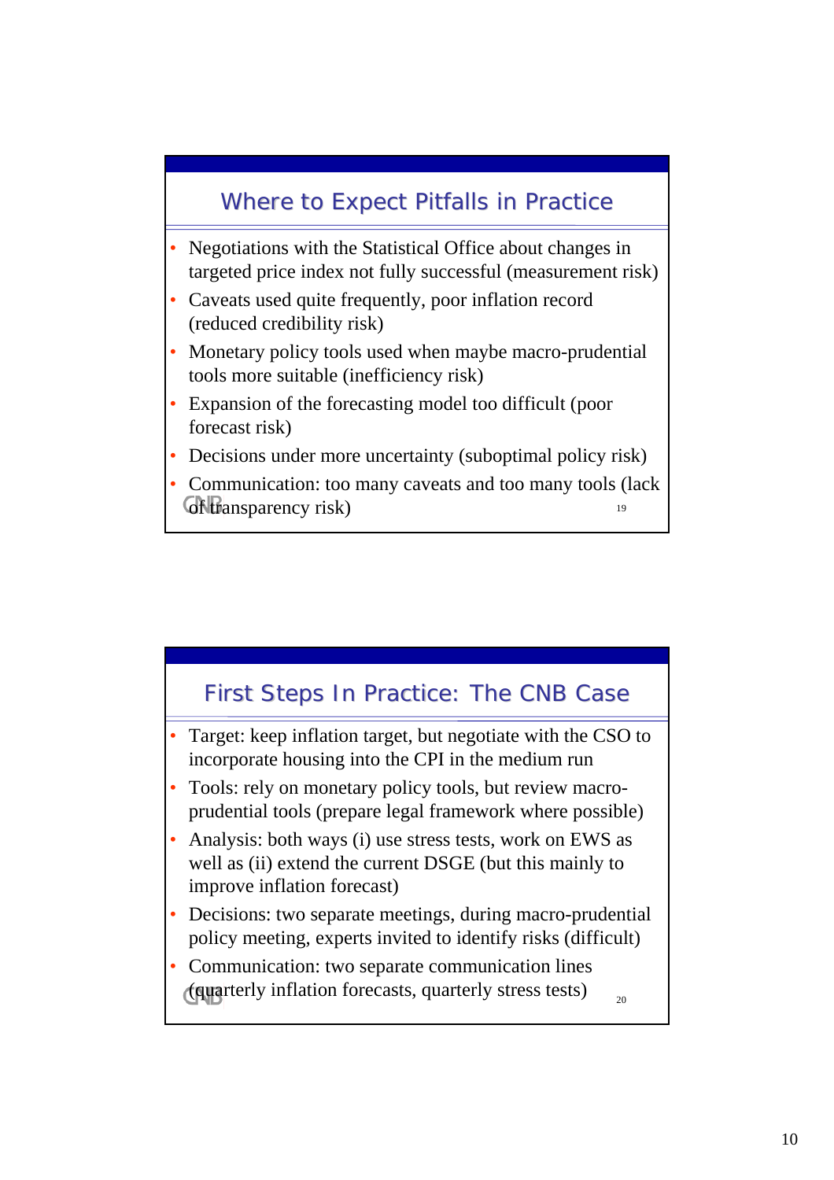## Where to Expect Pitfalls in Practice

- Negotiations with the Statistical Office about changes in targeted price index not fully successful (measurement risk)
- Caveats used quite frequently, poor inflation record (reduced credibility risk)
- Monetary policy tools used when maybe macro-prudential tools more suitable (inefficiency risk)
- Expansion of the forecasting model too difficult (poor forecast risk)
- Decisions under more uncertainty (suboptimal policy risk)
- Communication: too many caveats and too many tools (lack of transparency risk)

## First Steps In Practice: The CNB Case

- Target: keep inflation target, but negotiate with the CSO to incorporate housing into the CPI in the medium run
- Tools: rely on monetary policy tools, but review macro-prudential tools (prepare legal framework where possible)
- Analysis: both ways (i) use stress tests, work on EWS as well as (ii) extend the current DSGE (but this mainly to improve inflation forecast)
- Decisions: two separate meetings, during macro-prudential policy meeting, experts invited to identify risks (difficult)
- Communication: two separate communication lines (quarterly inflation forecasts, quarterly stress tests)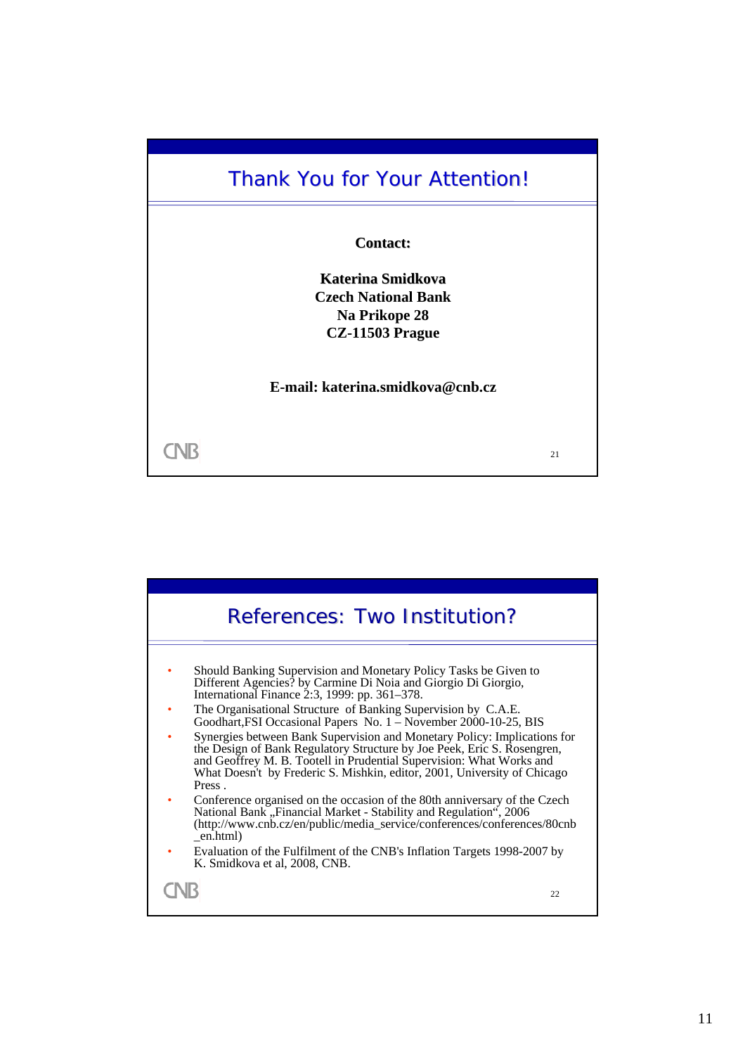## Thank You for Your Attention!

**Contact:**

**Katerina Smidkova**
**Czech National Bank**
**Na Prikope 28**
**CZ-11503 Prague**

**E-mail: katerina.smidkova@cnb.cz**

CNB

## References: Two Institution?

- Should Banking Supervision and Monetary Policy Tasks be Given to Different Agencies? by Carmine Di Noia and Giorgio Di Giorgio, International Finance 2:3, 1999: pp. 361–378.
- The Organisational Structure of Banking Supervision by C.A.E. Goodhart,FSI Occasional Papers No. 1 – November 2000-10-25, BIS
- Synergies between Bank Supervision and Monetary Policy: Implications for the Design of Bank Regulatory Structure by Joe Peek, Eric S. Rosengren, and Geoffrey M. B. Tootell in Prudential Supervision: What Works and What Doesn't by Frederic S. Mishkin, editor, 2001, University of Chicago Press .
- Conference organised on the occasion of the 80th anniversary of the Czech National Bank „Financial Market - Stability and Regulation“, 2006 (http://www.cnb.cz/en/public/media_service/conferences/conferences/80cnb_en.html)
- Evaluation of the Fulfilment of the CNB's Inflation Targets 1998-2007 by K. Smidkova et al, 2008, CNB.

CNB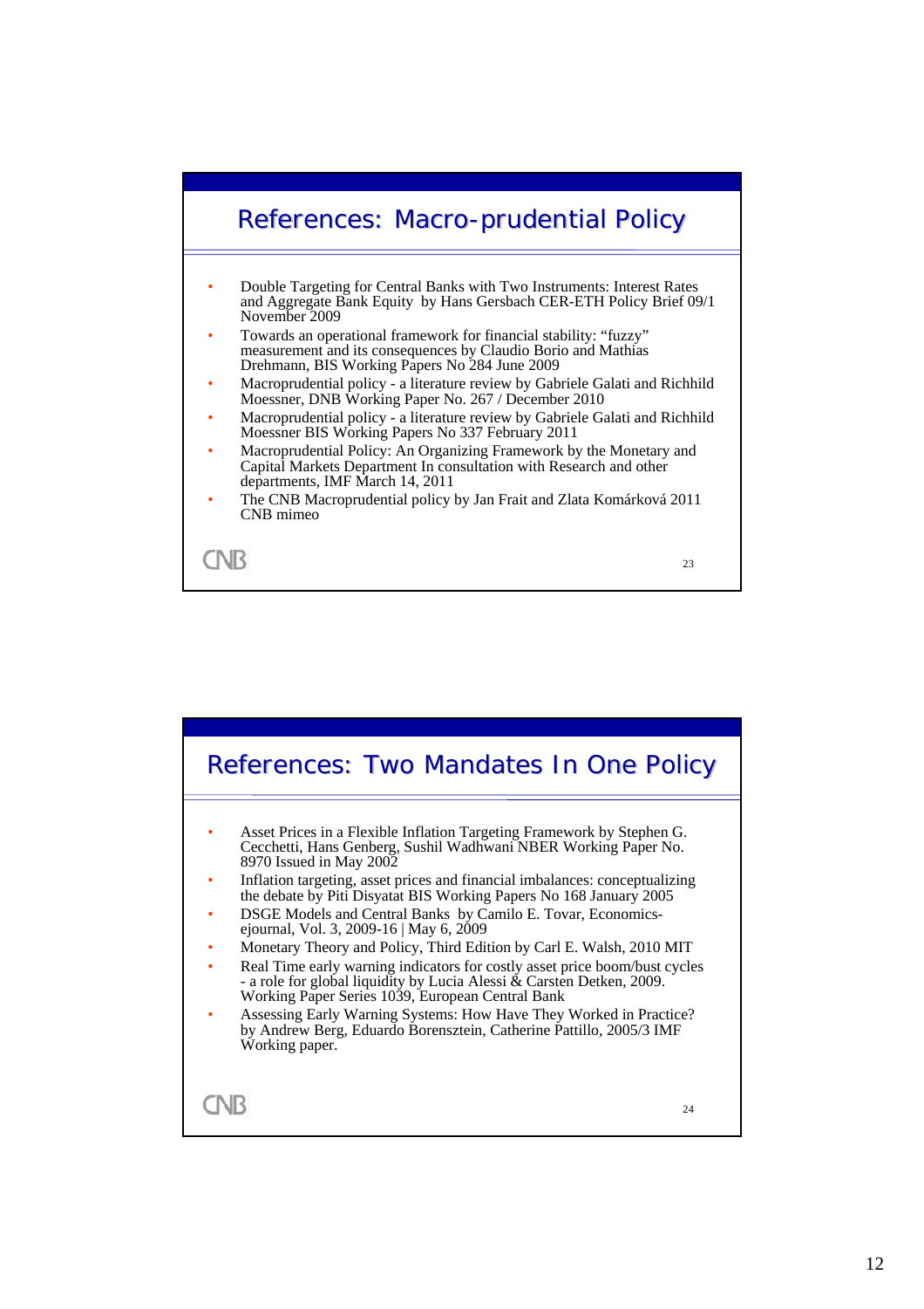## References: Macro-prudential Policy

- Double Targeting for Central Banks with Two Instruments: Interest Rates and Aggregate Bank Equity by Hans Gersbach CER-ETH Policy Brief 09/1 November 2009
- Towards an operational framework for financial stability: "fuzzy" measurement and its consequences by Claudio Borio and Mathias Drehmann, BIS Working Papers No 284 June 2009
- Macroprudential policy - a literature review by Gabriele Galati and Richhild Moessner, DNB Working Paper No. 267 / December 2010
- Macroprudential policy - a literature review by Gabriele Galati and Richhild Moessner BIS Working Papers No 337 February 2011
- Macroprudential Policy: An Organizing Framework by the Monetary and Capital Markets Department In consultation with Research and other departments, IMF March 14, 2011
- The CNB Macroprudential policy by Jan Frait and Zlata Komárková 2011 CNB mimeo

CNB

## References: Two Mandates In One Policy

- Asset Prices in a Flexible Inflation Targeting Framework by Stephen G. Cecchetti, Hans Genberg, Sushil Wadhwani NBER Working Paper No. 8970 Issued in May 2002
- Inflation targeting, asset prices and financial imbalances: conceptualizing the debate by Piti Disyatat BIS Working Papers No 168 January 2005
- DSGE Models and Central Banks by Camilo E. Tovar, Economics-ejournal, Vol. 3, 2009-16 | May 6, 2009
- Monetary Theory and Policy, Third Edition by Carl E. Walsh, 2010 MIT
- Real Time early warning indicators for costly asset price boom/bust cycles - a role for global liquidity by Lucia Alessi & Carsten Detken, 2009. Working Paper Series 1039, European Central Bank
- Assessing Early Warning Systems: How Have They Worked in Practice? by Andrew Berg, Eduardo Borensztein, Catherine Pattillo, 2005/3 IMF Working paper.

CNB